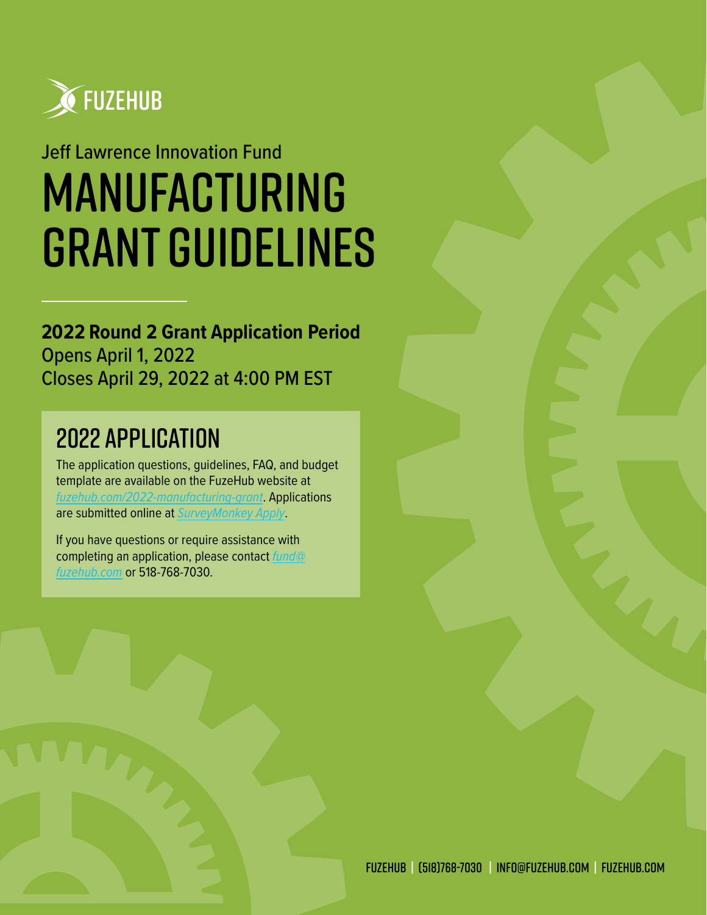FUZEHUB

Jeff Lawrence Innovation Fund

# MANUFACTURING GRANT GUIDELINES

**2022 Round 2 Grant Application Period**
Opens April 1, 2022
Closes April 29, 2022 at 4:00 PM EST

## 2022 APPLICATION

The application questions, guidelines, FAQ, and budget template are available on the FuzeHub website at *fuzehub.com/2022-manufacturing-grant*. Applications are submitted online at *SurveyMonkey Apply*.

If you have questions or require assistance with completing an application, please contact *fund@fuzehub.com* or 518-768-7030.

FUZEHUB | (518)768-7030 | INFO@FUZEHUB.COM | FUZEHUB.COM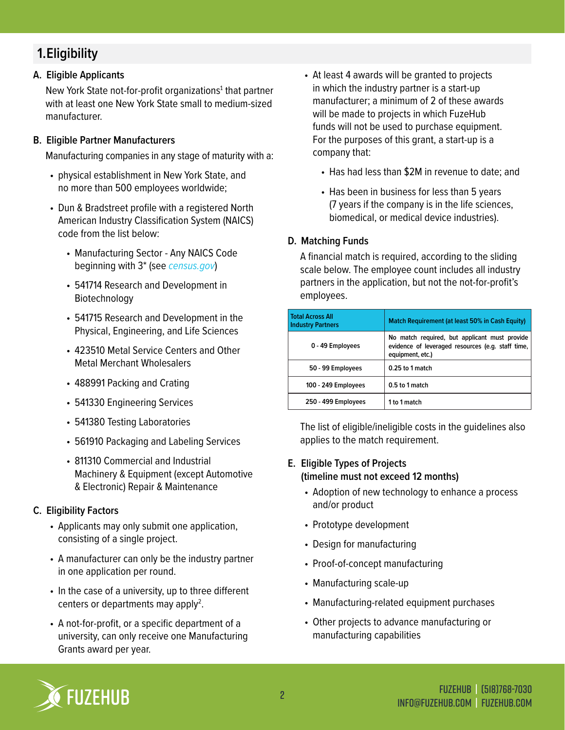# 1. Eligibility

## A. Eligible Applicants

New York State not-for-profit organizations[1] that partner with at least one New York State small to medium-sized manufacturer.

## B. Eligible Partner Manufacturers

Manufacturing companies in any stage of maturity with a:

- physical establishment in New York State, and no more than 500 employees worldwide;
- Dun & Bradstreet profile with a registered North American Industry Classification System (NAICS) code from the list below:
  - Manufacturing Sector - Any NAICS Code beginning with 3* (see *census.gov*)
  - 541714 Research and Development in Biotechnology
  - 541715 Research and Development in the Physical, Engineering, and Life Sciences
  - 423510 Metal Service Centers and Other Metal Merchant Wholesalers
  - 488991 Packing and Crating
  - 541330 Engineering Services
  - 541380 Testing Laboratories
  - 561910 Packaging and Labeling Services
  - 811310 Commercial and Industrial Machinery & Equipment (except Automotive & Electronic) Repair & Maintenance

## C. Eligibility Factors

- Applicants may only submit one application, consisting of a single project.
- A manufacturer can only be the industry partner in one application per round.
- In the case of a university, up to three different centers or departments may apply[2].
- A not-for-profit, or a specific department of a university, can only receive one Manufacturing Grants award per year.
- At least 4 awards will be granted to projects in which the industry partner is a start-up manufacturer; a minimum of 2 of these awards will be made to projects in which FuzeHub funds will not be used to purchase equipment. For the purposes of this grant, a start-up is a company that:
  - Has had less than $2M in revenue to date; and
  - Has been in business for less than 5 years (7 years if the company is in the life sciences, biomedical, or medical device industries).

## D. Matching Funds

A financial match is required, according to the sliding scale below. The employee count includes all industry partners in the application, but not the not-for-profit's employees.

| Total Across All Industry Partners | Match Requirement (at least 50% in Cash Equity) |
|---|---|
| 0 - 49 Employees | No match required, but applicant must provide evidence of leveraged resources (e.g. staff time, equipment, etc.) |
| 50 - 99 Employees | 0.25 to 1 match |
| 100 - 249 Employees | 0.5 to 1 match |
| 250 - 499 Employees | 1 to 1 match |

The list of eligible/ineligible costs in the guidelines also applies to the match requirement.

## E. Eligible Types of Projects (timeline must not exceed 12 months)

- Adoption of new technology to enhance a process and/or product
- Prototype development
- Design for manufacturing
- Proof-of-concept manufacturing
- Manufacturing scale-up
- Manufacturing-related equipment purchases
- Other projects to advance manufacturing or manufacturing capabilities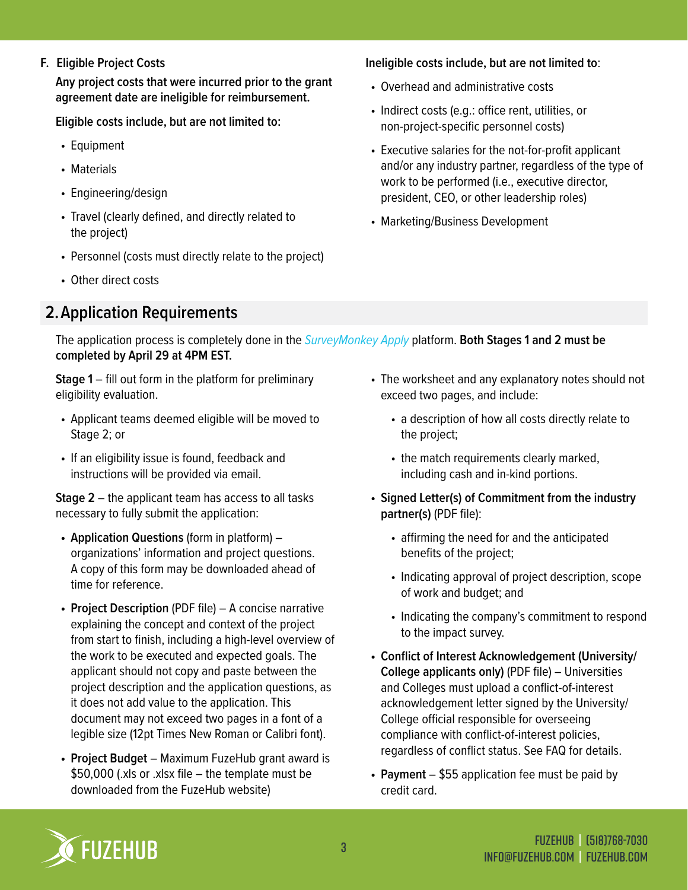F. **Eligible Project Costs**

**Any project costs that were incurred prior to the grant agreement date are ineligible for reimbursement.**

**Eligible costs include, but are not limited to:**

- Equipment
- Materials
- Engineering/design
- Travel (clearly defined, and directly related to the project)
- Personnel (costs must directly relate to the project)
- Other direct costs

**Ineligible costs include, but are not limited to**:

- Overhead and administrative costs
- Indirect costs (e.g.: office rent, utilities, or non-project-specific personnel costs)
- Executive salaries for the not-for-profit applicant and/or any industry partner, regardless of the type of work to be performed (i.e., executive director, president, CEO, or other leadership roles)
- Marketing/Business Development

## 2. Application Requirements

The application process is completely done in the *SurveyMonkey Apply* platform. **Both Stages 1 and 2 must be completed by April 29 at 4PM EST.**

**Stage 1** – fill out form in the platform for preliminary eligibility evaluation.

- Applicant teams deemed eligible will be moved to Stage 2; or
- If an eligibility issue is found, feedback and instructions will be provided via email.

**Stage 2** – the applicant team has access to all tasks necessary to fully submit the application:

- **Application Questions** (form in platform) – organizations' information and project questions. A copy of this form may be downloaded ahead of time for reference.
- **Project Description** (PDF file) – A concise narrative explaining the concept and context of the project from start to finish, including a high-level overview of the work to be executed and expected goals. The applicant should not copy and paste between the project description and the application questions, as it does not add value to the application. This document may not exceed two pages in a font of a legible size (12pt Times New Roman or Calibri font).
- **Project Budget** – Maximum FuzeHub grant award is $50,000 (.xls or .xlsx file – the template must be downloaded from the FuzeHub website)
- The worksheet and any explanatory notes should not exceed two pages, and include:
  - a description of how all costs directly relate to the project;
  - the match requirements clearly marked, including cash and in-kind portions.
- **Signed Letter(s) of Commitment from the industry partner(s)** (PDF file):
  - affirming the need for and the anticipated benefits of the project;
  - Indicating approval of project description, scope of work and budget; and
  - Indicating the company's commitment to respond to the impact survey.
- **Conflict of Interest Acknowledgement (University/College applicants only)** (PDF file) – Universities and Colleges must upload a conflict-of-interest acknowledgement letter signed by the University/College official responsible for overseeing compliance with conflict-of-interest policies, regardless of conflict status. See FAQ for details.
- **Payment** – $55 application fee must be paid by credit card.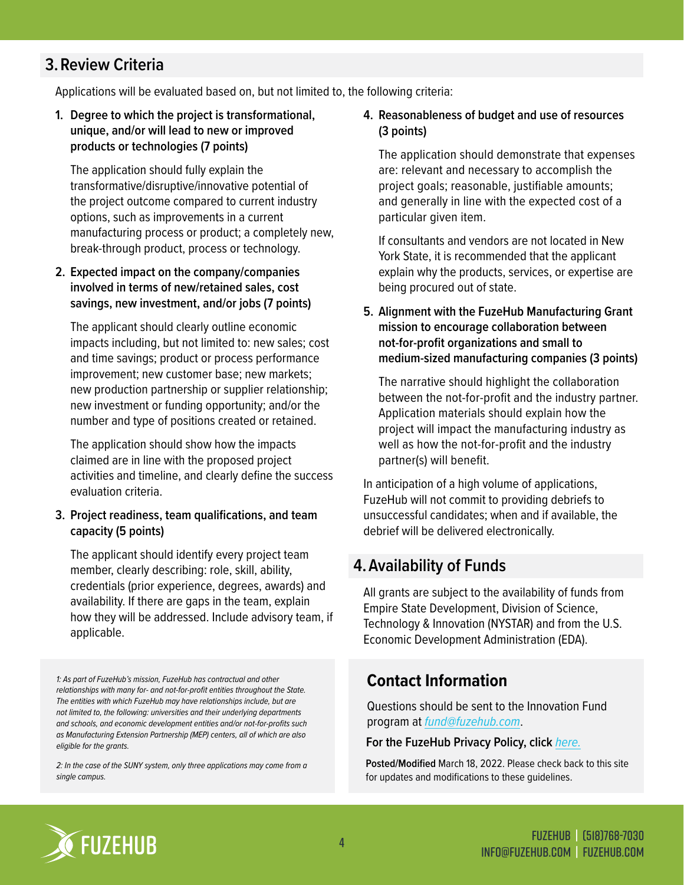## 3. Review Criteria

Applications will be evaluated based on, but not limited to, the following criteria:

1. **Degree to which the project is transformational, unique, and/or will lead to new or improved products or technologies (7 points)**

   The application should fully explain the transformative/disruptive/innovative potential of the project outcome compared to current industry options, such as improvements in a current manufacturing process or product; a completely new, break-through product, process or technology.

2. **Expected impact on the company/companies involved in terms of new/retained sales, cost savings, new investment, and/or jobs (7 points)**

   The applicant should clearly outline economic impacts including, but not limited to: new sales; cost and time savings; product or process performance improvement; new customer base; new markets; new production partnership or supplier relationship; new investment or funding opportunity; and/or the number and type of positions created or retained.

   The application should show how the impacts claimed are in line with the proposed project activities and timeline, and clearly define the success evaluation criteria.

3. **Project readiness, team qualifications, and team capacity (5 points)**

   The applicant should identify every project team member, clearly describing: role, skill, ability, credentials (prior experience, degrees, awards) and availability. If there are gaps in the team, explain how they will be addressed. Include advisory team, if applicable.

4. **Reasonableness of budget and use of resources (3 points)**

   The application should demonstrate that expenses are: relevant and necessary to accomplish the project goals; reasonable, justifiable amounts; and generally in line with the expected cost of a particular given item.

   If consultants and vendors are not located in New York State, it is recommended that the applicant explain why the products, services, or expertise are being procured out of state.

5. **Alignment with the FuzeHub Manufacturing Grant mission to encourage collaboration between not-for-profit organizations and small to medium-sized manufacturing companies (3 points)**

   The narrative should highlight the collaboration between the not-for-profit and the industry partner. Application materials should explain how the project will impact the manufacturing industry as well as how the not-for-profit and the industry partner(s) will benefit.

In anticipation of a high volume of applications, FuzeHub will not commit to providing debriefs to unsuccessful candidates; when and if available, the debrief will be delivered electronically.

## 4. Availability of Funds

All grants are subject to the availability of funds from Empire State Development, Division of Science, Technology & Innovation (NYSTAR) and from the U.S. Economic Development Administration (EDA).

*1: As part of FuzeHub's mission, FuzeHub has contractual and other relationships with many for- and not-for-profit entities throughout the State. The entities with which FuzeHub may have relationships include, but are not limited to, the following: universities and their underlying departments and schools, and economic development entities and/or not-for-profits such as Manufacturing Extension Partnership (MEP) centers, all of which are also eligible for the grants.*

*2: In the case of the SUNY system, only three applications may come from a single campus.*

### Contact Information

Questions should be sent to the Innovation Fund program at *fund@fuzehub.com*.

**For the FuzeHub Privacy Policy, click** *here.*

**Posted/Modified** March 18, 2022. Please check back to this site for updates and modifications to these guidelines.